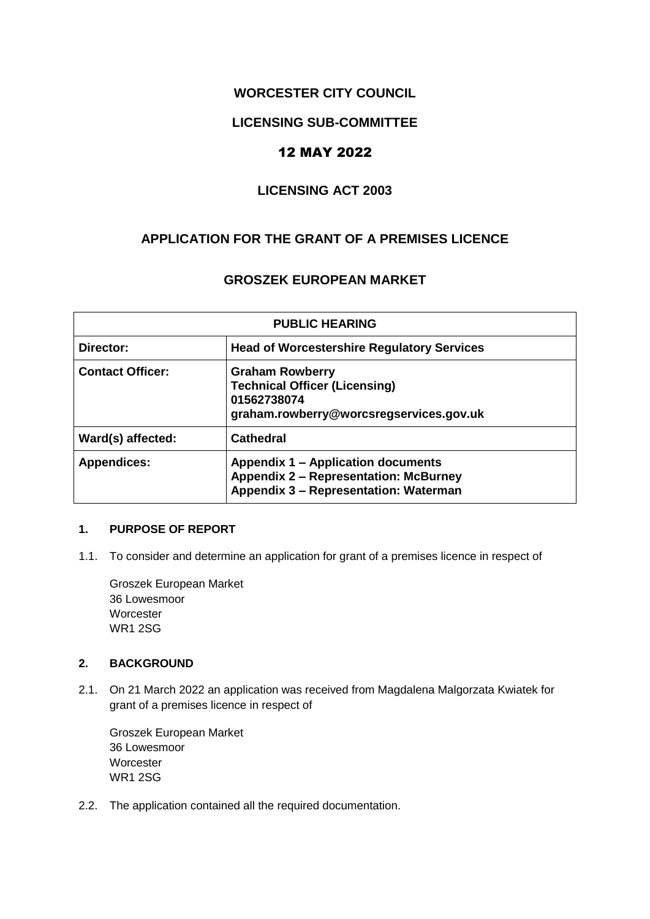**WORCESTER CITY COUNCIL**

**LICENSING SUB-COMMITTEE**

**12 MAY 2022**

**LICENSING ACT 2003**

**APPLICATION FOR THE GRANT OF A PREMISES LICENCE**

**GROSZEK EUROPEAN MARKET**

| PUBLIC HEARING | |
|---|---|
| **Director:** | **Head of Worcestershire Regulatory Services** |
| **Contact Officer:** | **Graham Rowberry**<br>**Technical Officer (Licensing)**<br>**01562738074**<br>**graham.rowberry@worcsregservices.gov.uk** |
| **Ward(s) affected:** | **Cathedral** |
| **Appendices:** | **Appendix 1 – Application documents**<br>**Appendix 2 – Representation: McBurney**<br>**Appendix 3 – Representation: Waterman** |

**1. PURPOSE OF REPORT**

1.1. To consider and determine an application for grant of a premises licence in respect of

Groszek European Market
36 Lowesmoor
Worcester
WR1 2SG

**2. BACKGROUND**

2.1. On 21 March 2022 an application was received from Magdalena Malgorzata Kwiatek for grant of a premises licence in respect of

Groszek European Market
36 Lowesmoor
Worcester
WR1 2SG

2.2. The application contained all the required documentation.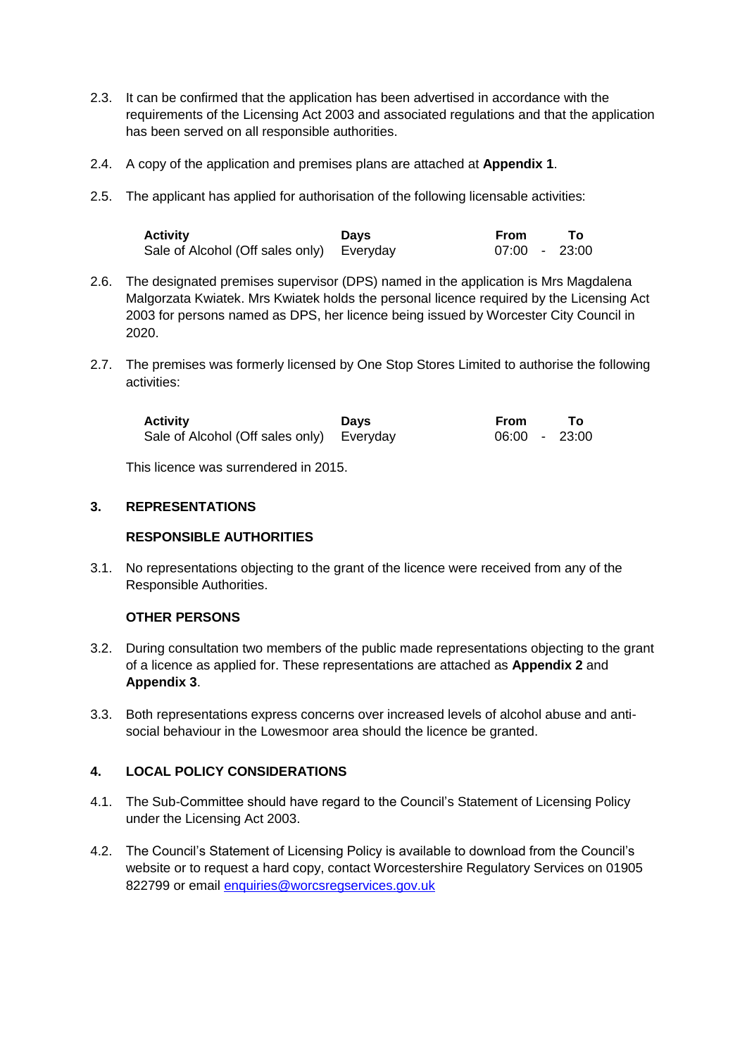2.3. It can be confirmed that the application has been advertised in accordance with the requirements of the Licensing Act 2003 and associated regulations and that the application has been served on all responsible authorities.

2.4. A copy of the application and premises plans are attached at **Appendix 1**.

2.5. The applicant has applied for authorisation of the following licensable activities:

| Activity | Days | From | | To |
|---|---|---|---|---|
| Sale of Alcohol (Off sales only) | Everyday | 07:00 | - | 23:00 |

2.6. The designated premises supervisor (DPS) named in the application is Mrs Magdalena Malgorzata Kwiatek. Mrs Kwiatek holds the personal licence required by the Licensing Act 2003 for persons named as DPS, her licence being issued by Worcester City Council in 2020.

2.7. The premises was formerly licensed by One Stop Stores Limited to authorise the following activities:

| Activity | Days | From | | To |
|---|---|---|---|---|
| Sale of Alcohol (Off sales only) | Everyday | 06:00 | - | 23:00 |

This licence was surrendered in 2015.

## 3. REPRESENTATIONS

### RESPONSIBLE AUTHORITIES

3.1. No representations objecting to the grant of the licence were received from any of the Responsible Authorities.

### OTHER PERSONS

3.2. During consultation two members of the public made representations objecting to the grant of a licence as applied for. These representations are attached as **Appendix 2** and **Appendix 3**.

3.3. Both representations express concerns over increased levels of alcohol abuse and anti-social behaviour in the Lowesmoor area should the licence be granted.

## 4. LOCAL POLICY CONSIDERATIONS

4.1. The Sub-Committee should have regard to the Council's Statement of Licensing Policy under the Licensing Act 2003.

4.2. The Council's Statement of Licensing Policy is available to download from the Council's website or to request a hard copy, contact Worcestershire Regulatory Services on 01905 822799 or email [enquiries@worcsregservices.gov.uk](mailto:enquiries@worcsregservices.gov.uk)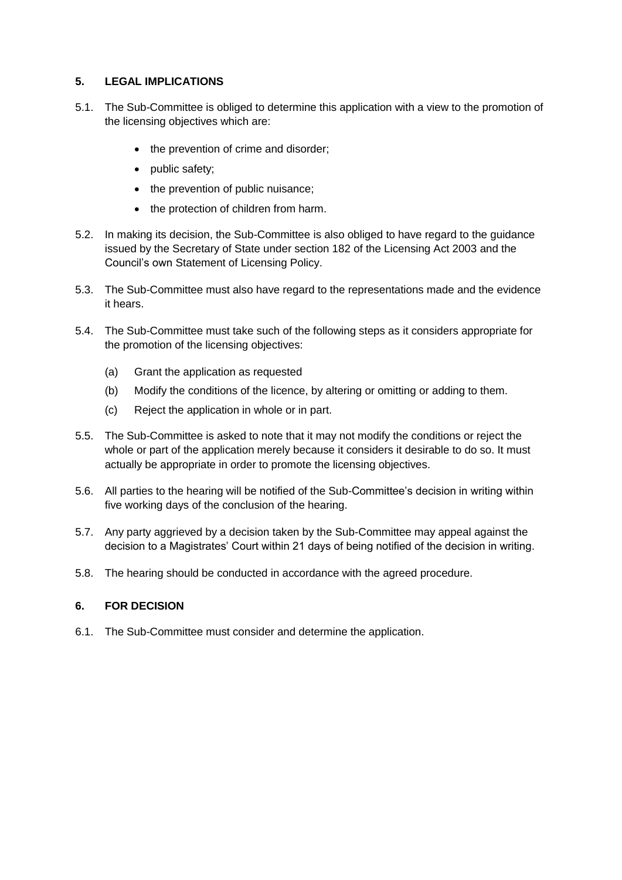## 5. LEGAL IMPLICATIONS

5.1. The Sub-Committee is obliged to determine this application with a view to the promotion of the licensing objectives which are:

- the prevention of crime and disorder;
- public safety;
- the prevention of public nuisance;
- the protection of children from harm.

5.2. In making its decision, the Sub-Committee is also obliged to have regard to the guidance issued by the Secretary of State under section 182 of the Licensing Act 2003 and the Council's own Statement of Licensing Policy.

5.3. The Sub-Committee must also have regard to the representations made and the evidence it hears.

5.4. The Sub-Committee must take such of the following steps as it considers appropriate for the promotion of the licensing objectives:

(a) Grant the application as requested

(b) Modify the conditions of the licence, by altering or omitting or adding to them.

(c) Reject the application in whole or in part.

5.5. The Sub-Committee is asked to note that it may not modify the conditions or reject the whole or part of the application merely because it considers it desirable to do so. It must actually be appropriate in order to promote the licensing objectives.

5.6. All parties to the hearing will be notified of the Sub-Committee's decision in writing within five working days of the conclusion of the hearing.

5.7. Any party aggrieved by a decision taken by the Sub-Committee may appeal against the decision to a Magistrates' Court within 21 days of being notified of the decision in writing.

5.8. The hearing should be conducted in accordance with the agreed procedure.

## 6. FOR DECISION

6.1. The Sub-Committee must consider and determine the application.